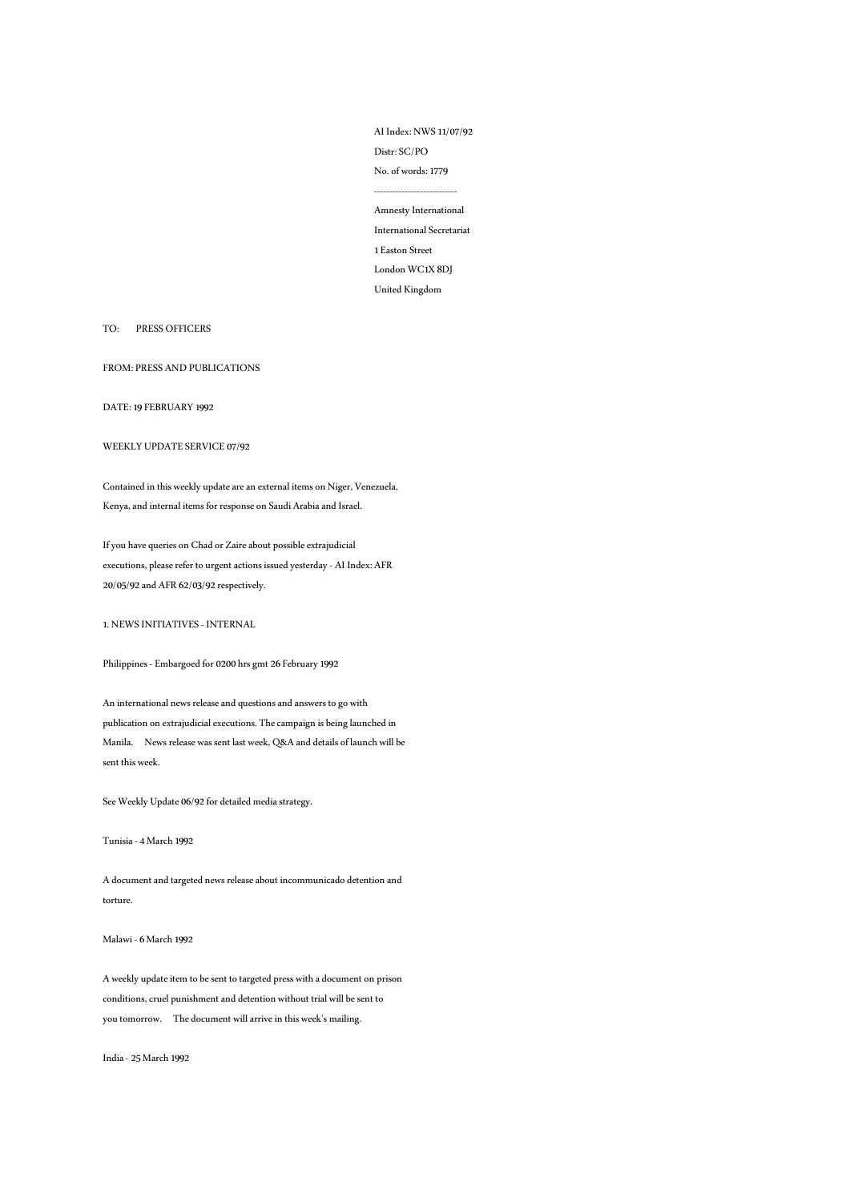AI Index: NWS 11/07/92

Distr: SC/PO

No. of words: 1779

---------------------------

Amnesty International

International Secretariat

1 Easton Street

London WC1X 8DJ

United Kingdom

TO: PRESS OFFICERS

FROM: PRESS AND PUBLICATIONS

DATE: 19 FEBRUARY 1992

WEEKLY UPDATE SERVICE 07/92

Contained in this weekly update are an external items on Niger, Venezuela, Kenya, and internal items for response on Saudi Arabia and Israel.

If you have queries on Chad or Zaire about possible extrajudicial executions, please refer to urgent actions issued yesterday - AI Index: AFR 20/05/92 and AFR 62/03/92 respectively.

1. NEWS INITIATIVES - INTERNAL

Philippines - Embargoed for 0200 hrs gmt 26 February 1992

An international news release and questions and answers to go with publication on extrajudicial executions. The campaign is being launched in Manila. News release was sent last week, Q&A and details of launch will be sent this week.

See Weekly Update 06/92 for detailed media strategy.

Tunisia - 4 March 1992

A document and targeted news release about incommunicado detention and torture.

Malawi - 6 March 1992

A weekly update item to be sent to targeted press with a document on prison conditions, cruel punishment and detention without trial will be sent to you tomorrow. The document will arrive in this week's mailing.

India - 25 March 1992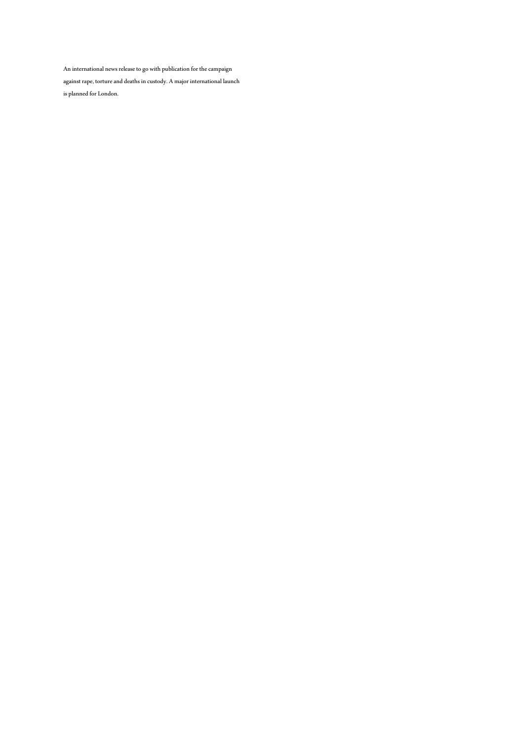An international news release to go with publication for the campaign against rape, torture and deaths in custody. A major international launch is planned for London.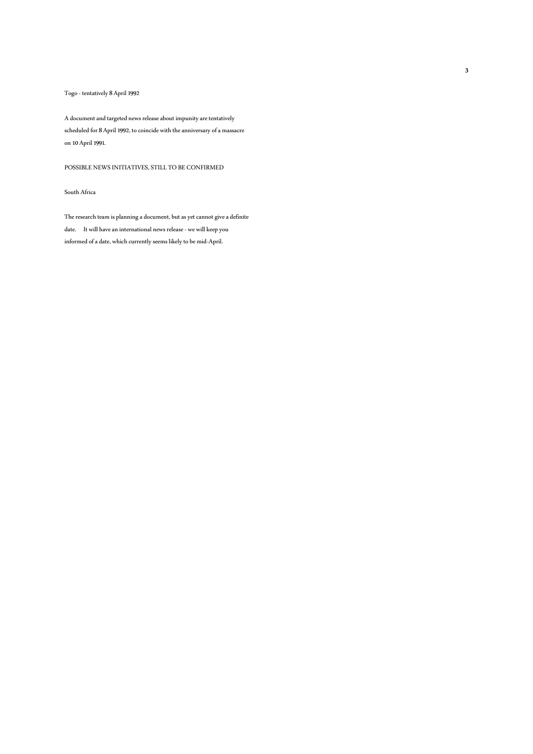Togo - tentatively 8 April 1992

A document and targeted news release about impunity are tentatively scheduled for 8 April 1992, to coincide with the anniversary of a massacre on 10 April 1991.

POSSIBLE NEWS INITIATIVES, STILL TO BE CONFIRMED

South Africa

The research team is planning a document, but as yet cannot give a definite date. It will have an international news release - we will keep you informed of a date, which currently seems likely to be mid-April.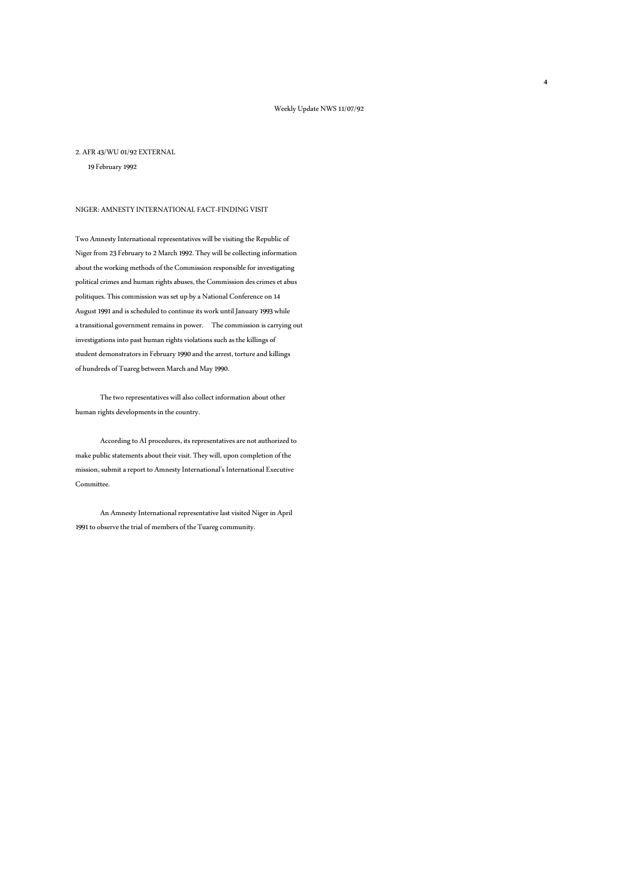2. AFR 43/WU 01/92 EXTERNAL

19 February 1992

NIGER: AMNESTY INTERNATIONAL FACT-FINDING VISIT

Two Amnesty International representatives will be visiting the Republic of Niger from 23 February to 2 March 1992. They will be collecting information about the working methods of the Commission responsible for investigating political crimes and human rights abuses, the Commission des crimes et abus politiques. This commission was set up by a National Conference on 14 August 1991 and is scheduled to continue its work until January 1993 while a transitional government remains in power. The commission is carrying out investigations into past human rights violations such as the killings of student demonstrators in February 1990 and the arrest, torture and killings of hundreds of Tuareg between March and May 1990.

The two representatives will also collect information about other human rights developments in the country.

According to AI procedures, its representatives are not authorized to make public statements about their visit. They will, upon completion of the mission, submit a report to Amnesty International's International Executive Committee.

An Amnesty International representative last visited Niger in April 1991 to observe the trial of members of the Tuareg community.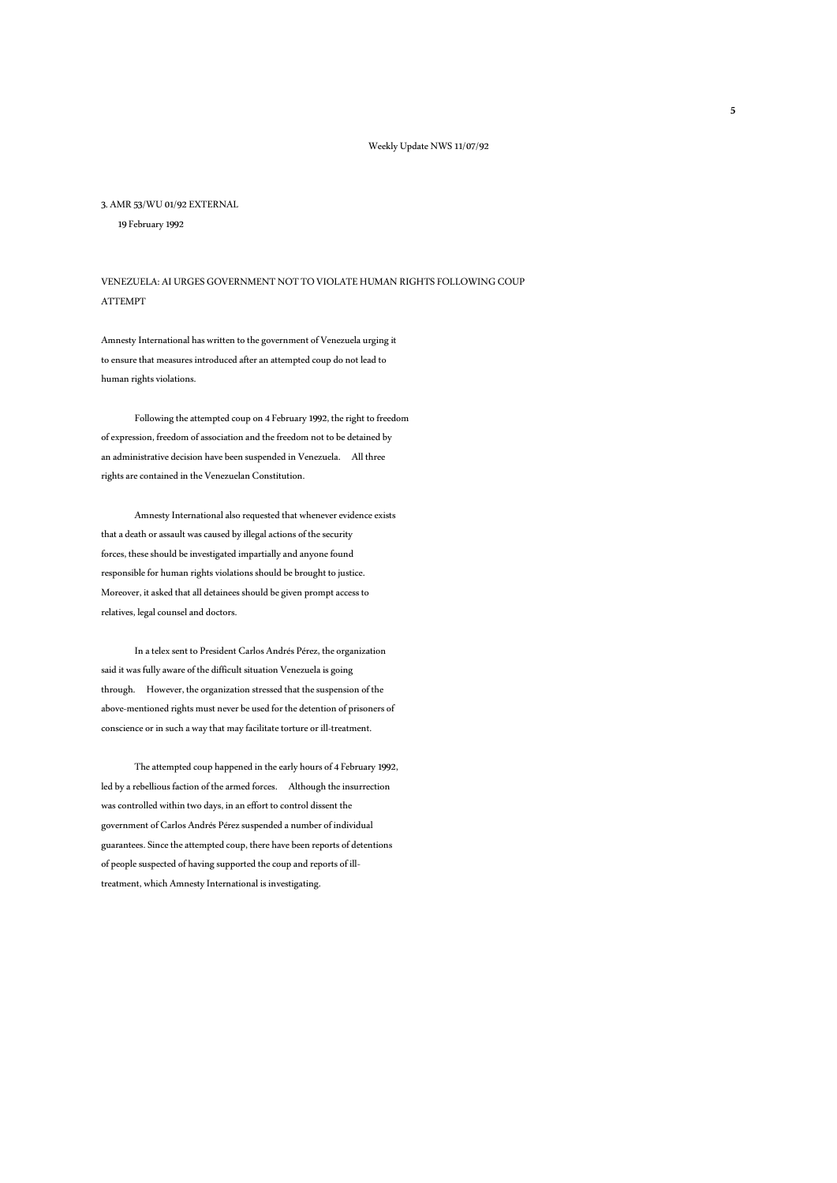3. AMR 53/WU 01/92 EXTERNAL

19 February 1992

## VENEZUELA: AI URGES GOVERNMENT NOT TO VIOLATE HUMAN RIGHTS FOLLOWING COUP ATTEMPT

Amnesty International has written to the government of Venezuela urging it to ensure that measures introduced after an attempted coup do not lead to human rights violations.

Following the attempted coup on 4 February 1992, the right to freedom of expression, freedom of association and the freedom not to be detained by an administrative decision have been suspended in Venezuela. All three rights are contained in the Venezuelan Constitution.

Amnesty International also requested that whenever evidence exists that a death or assault was caused by illegal actions of the security forces, these should be investigated impartially and anyone found responsible for human rights violations should be brought to justice. Moreover, it asked that all detainees should be given prompt access to relatives, legal counsel and doctors.

In a telex sent to President Carlos Andrés Pérez, the organization said it was fully aware of the difficult situation Venezuela is going through. However, the organization stressed that the suspension of the above-mentioned rights must never be used for the detention of prisoners of conscience or in such a way that may facilitate torture or ill-treatment.

The attempted coup happened in the early hours of 4 February 1992, led by a rebellious faction of the armed forces. Although the insurrection was controlled within two days, in an effort to control dissent the government of Carlos Andrés Pérez suspended a number of individual guarantees. Since the attempted coup, there have been reports of detentions of people suspected of having supported the coup and reports of ill-treatment, which Amnesty International is investigating.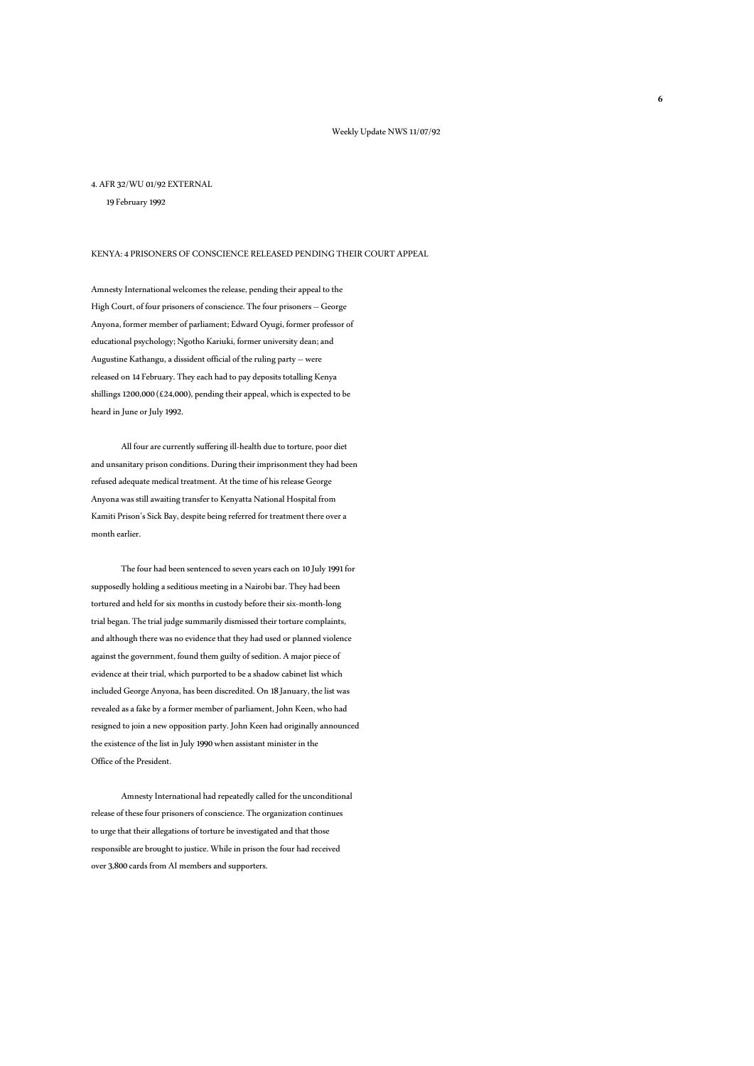4. AFR 32/WU 01/92 EXTERNAL

19 February 1992

KENYA: 4 PRISONERS OF CONSCIENCE RELEASED PENDING THEIR COURT APPEAL

Amnesty International welcomes the release, pending their appeal to the High Court, of four prisoners of conscience. The four prisoners -- George Anyona, former member of parliament; Edward Oyugi, former professor of educational psychology; Ngotho Kariuki, former university dean; and Augustine Kathangu, a dissident official of the ruling party -- were released on 14 February. They each had to pay deposits totalling Kenya shillings 1200,000 (£24,000), pending their appeal, which is expected to be heard in June or July 1992.

All four are currently suffering ill-health due to torture, poor diet and unsanitary prison conditions. During their imprisonment they had been refused adequate medical treatment. At the time of his release George Anyona was still awaiting transfer to Kenyatta National Hospital from Kamiti Prison's Sick Bay, despite being referred for treatment there over a month earlier.

The four had been sentenced to seven years each on 10 July 1991 for supposedly holding a seditious meeting in a Nairobi bar. They had been tortured and held for six months in custody before their six-month-long trial began. The trial judge summarily dismissed their torture complaints, and although there was no evidence that they had used or planned violence against the government, found them guilty of sedition. A major piece of evidence at their trial, which purported to be a shadow cabinet list which included George Anyona, has been discredited. On 18 January, the list was revealed as a fake by a former member of parliament, John Keen, who had resigned to join a new opposition party. John Keen had originally announced the existence of the list in July 1990 when assistant minister in the Office of the President.

Amnesty International had repeatedly called for the unconditional release of these four prisoners of conscience. The organization continues to urge that their allegations of torture be investigated and that those responsible are brought to justice. While in prison the four had received over 3,800 cards from AI members and supporters.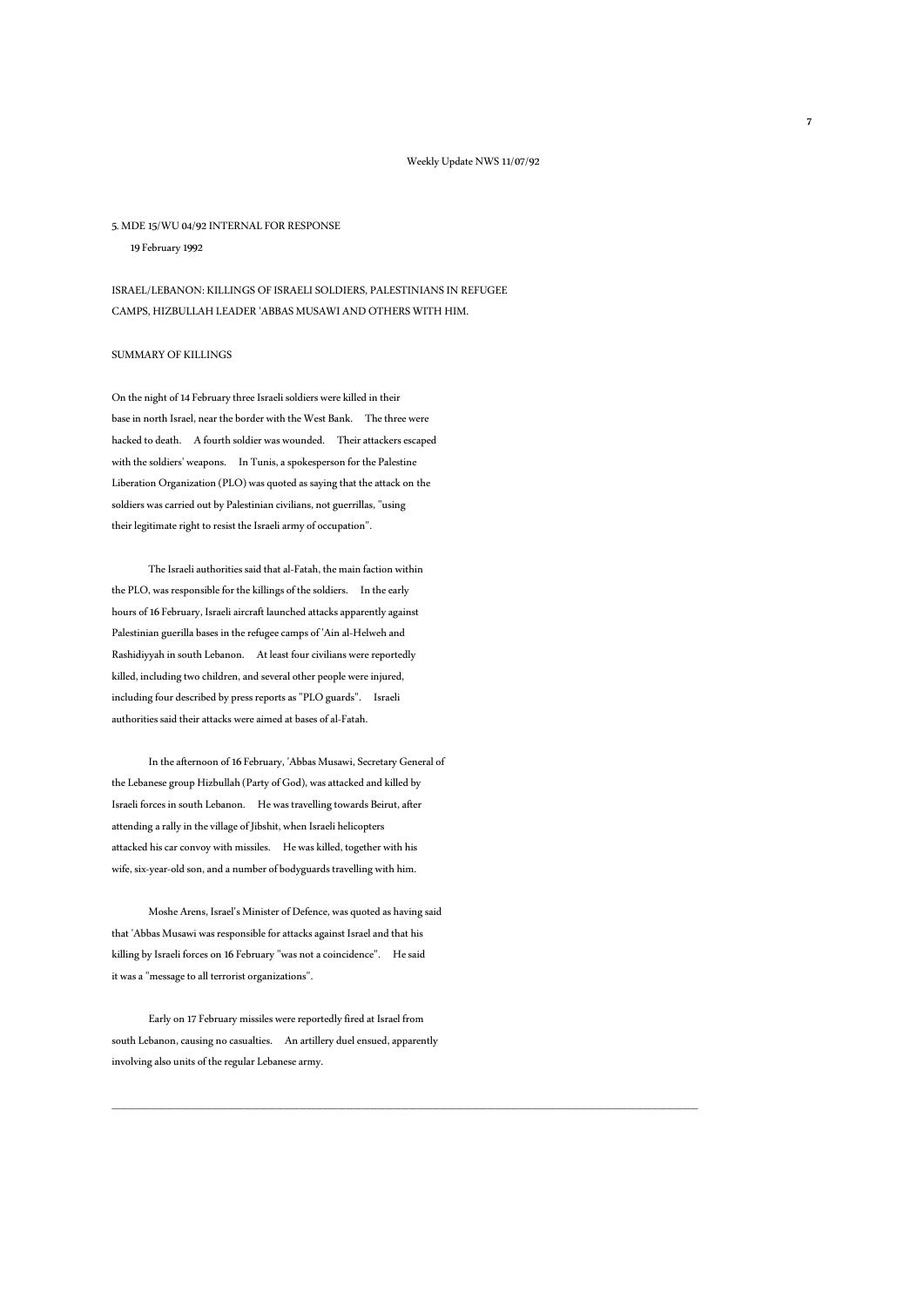5. MDE 15/WU 04/92 INTERNAL FOR RESPONSE

19 February 1992

ISRAEL/LEBANON: KILLINGS OF ISRAELI SOLDIERS, PALESTINIANS IN REFUGEE CAMPS, HIZBULLAH LEADER 'ABBAS MUSAWI AND OTHERS WITH HIM.

SUMMARY OF KILLINGS

On the night of 14 February three Israeli soldiers were killed in their base in north Israel, near the border with the West Bank. The three were hacked to death. A fourth soldier was wounded. Their attackers escaped with the soldiers' weapons. In Tunis, a spokesperson for the Palestine Liberation Organization (PLO) was quoted as saying that the attack on the soldiers was carried out by Palestinian civilians, not guerrillas, "using their legitimate right to resist the Israeli army of occupation".

The Israeli authorities said that al-Fatah, the main faction within the PLO, was responsible for the killings of the soldiers. In the early hours of 16 February, Israeli aircraft launched attacks apparently against Palestinian guerilla bases in the refugee camps of 'Ain al-Helweh and Rashidiyyah in south Lebanon. At least four civilians were reportedly killed, including two children, and several other people were injured, including four described by press reports as "PLO guards". Israeli authorities said their attacks were aimed at bases of al-Fatah.

In the afternoon of 16 February, 'Abbas Musawi, Secretary General of the Lebanese group Hizbullah (Party of God), was attacked and killed by Israeli forces in south Lebanon. He was travelling towards Beirut, after attending a rally in the village of Jibshit, when Israeli helicopters attacked his car convoy with missiles. He was killed, together with his wife, six-year-old son, and a number of bodyguards travelling with him.

Moshe Arens, Israel's Minister of Defence, was quoted as having said that 'Abbas Musawi was responsible for attacks against Israel and that his killing by Israeli forces on 16 February "was not a coincidence". He said it was a "message to all terrorist organizations".

Early on 17 February missiles were reportedly fired at Israel from south Lebanon, causing no casualties. An artillery duel ensued, apparently involving also units of the regular Lebanese army.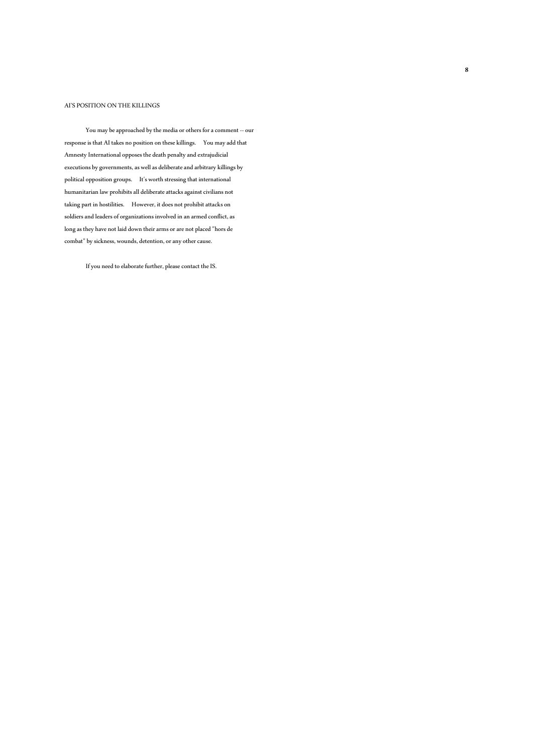AI'S POSITION ON THE KILLINGS

You may be approached by the media or others for a comment -- our response is that AI takes no position on these killings. You may add that Amnesty International opposes the death penalty and extrajudicial executions by governments, as well as deliberate and arbitrary killings by political opposition groups. It's worth stressing that international humanitarian law prohibits all deliberate attacks against civilians not taking part in hostilities. However, it does not prohibit attacks on soldiers and leaders of organizations involved in an armed conflict, as long as they have not laid down their arms or are not placed "hors de combat" by sickness, wounds, detention, or any other cause.

If you need to elaborate further, please contact the IS.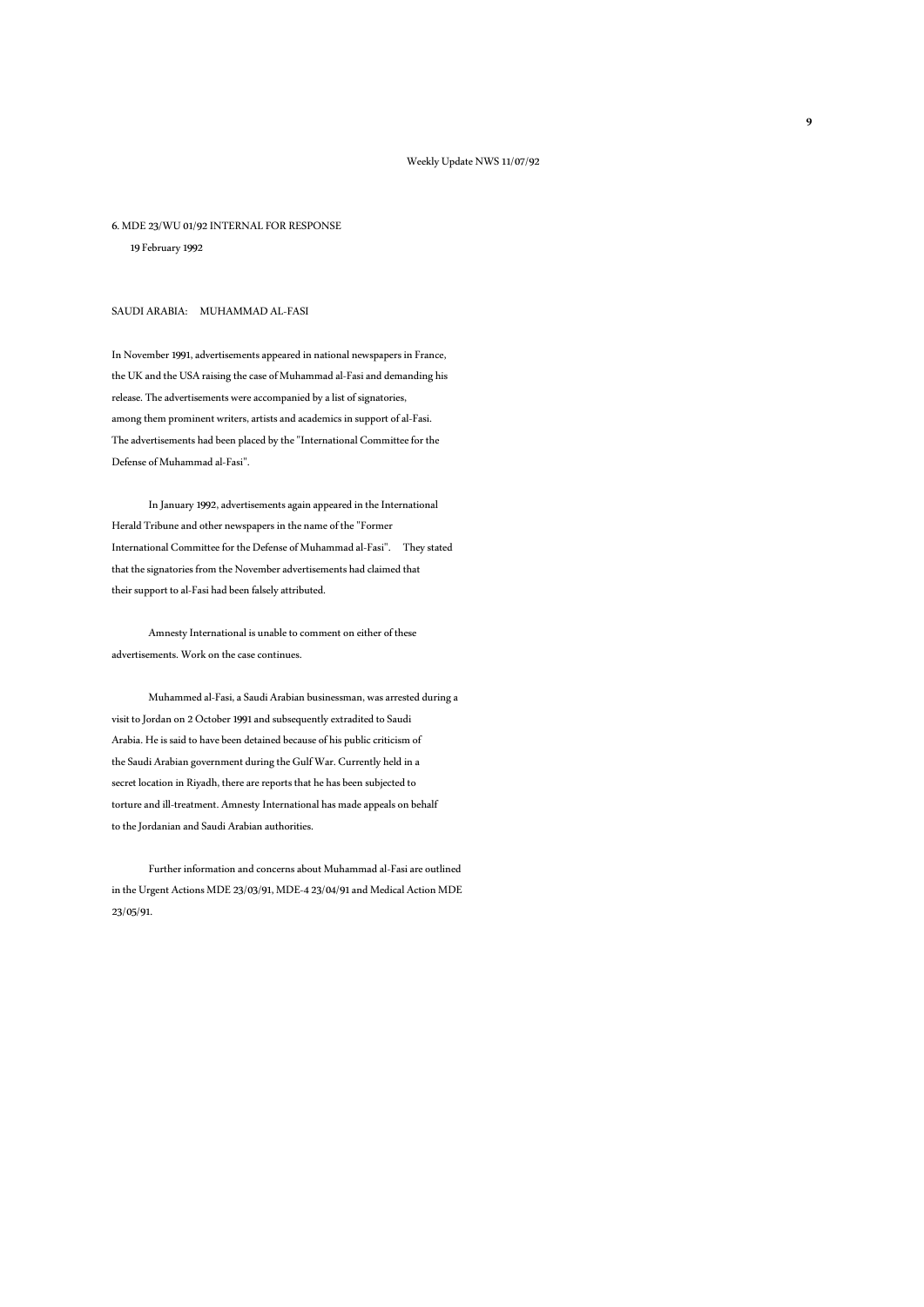6. MDE 23/WU 01/92 INTERNAL FOR RESPONSE

19 February 1992

SAUDI ARABIA: MUHAMMAD AL-FASI

In November 1991, advertisements appeared in national newspapers in France, the UK and the USA raising the case of Muhammad al-Fasi and demanding his release. The advertisements were accompanied by a list of signatories, among them prominent writers, artists and academics in support of al-Fasi. The advertisements had been placed by the "International Committee for the Defense of Muhammad al-Fasi".

In January 1992, advertisements again appeared in the International Herald Tribune and other newspapers in the name of the "Former International Committee for the Defense of Muhammad al-Fasi". They stated that the signatories from the November advertisements had claimed that their support to al-Fasi had been falsely attributed.

Amnesty International is unable to comment on either of these advertisements. Work on the case continues.

Muhammed al-Fasi, a Saudi Arabian businessman, was arrested during a visit to Jordan on 2 October 1991 and subsequently extradited to Saudi Arabia. He is said to have been detained because of his public criticism of the Saudi Arabian government during the Gulf War. Currently held in a secret location in Riyadh, there are reports that he has been subjected to torture and ill-treatment. Amnesty International has made appeals on behalf to the Jordanian and Saudi Arabian authorities.

Further information and concerns about Muhammad al-Fasi are outlined in the Urgent Actions MDE 23/03/91, MDE-4 23/04/91 and Medical Action MDE 23/05/91.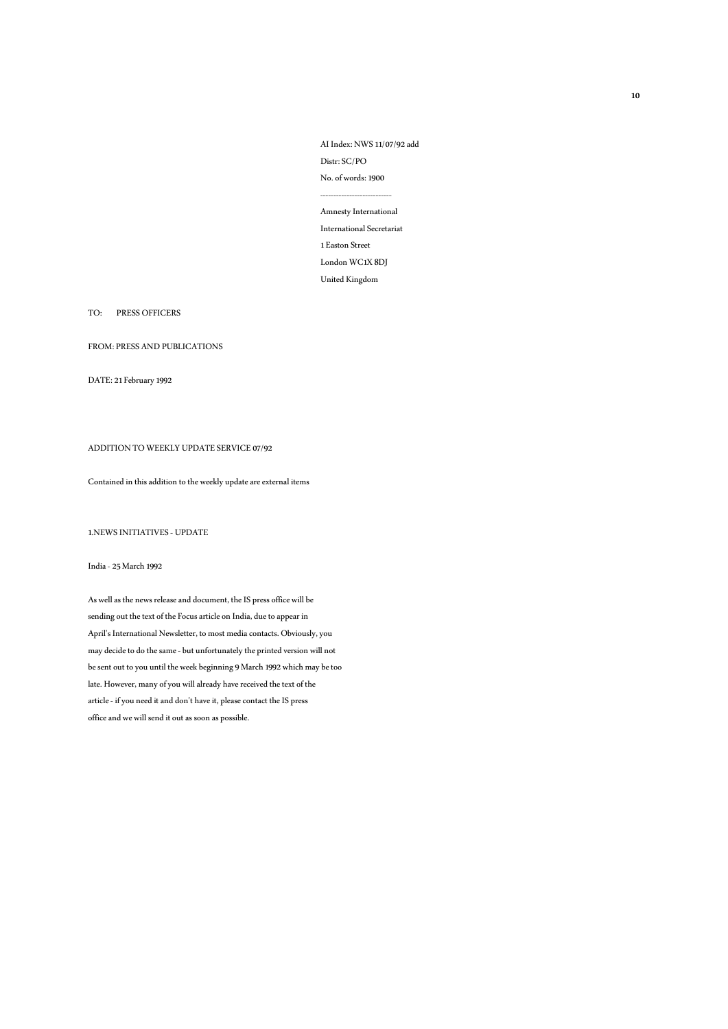AI Index: NWS 11/07/92 add

Distr: SC/PO

No. of words: 1900

---------------------------

Amnesty International

International Secretariat

1 Easton Street

London WC1X 8DJ

United Kingdom

TO: PRESS OFFICERS

FROM: PRESS AND PUBLICATIONS

DATE: 21 February 1992

ADDITION TO WEEKLY UPDATE SERVICE 07/92

Contained in this addition to the weekly update are external items

1.NEWS INITIATIVES - UPDATE

India - 25 March 1992

As well as the news release and document, the IS press office will be sending out the text of the Focus article on India, due to appear in April's International Newsletter, to most media contacts. Obviously, you may decide to do the same - but unfortunately the printed version will not be sent out to you until the week beginning 9 March 1992 which may be too late. However, many of you will already have received the text of the article - if you need it and don't have it, please contact the IS press office and we will send it out as soon as possible.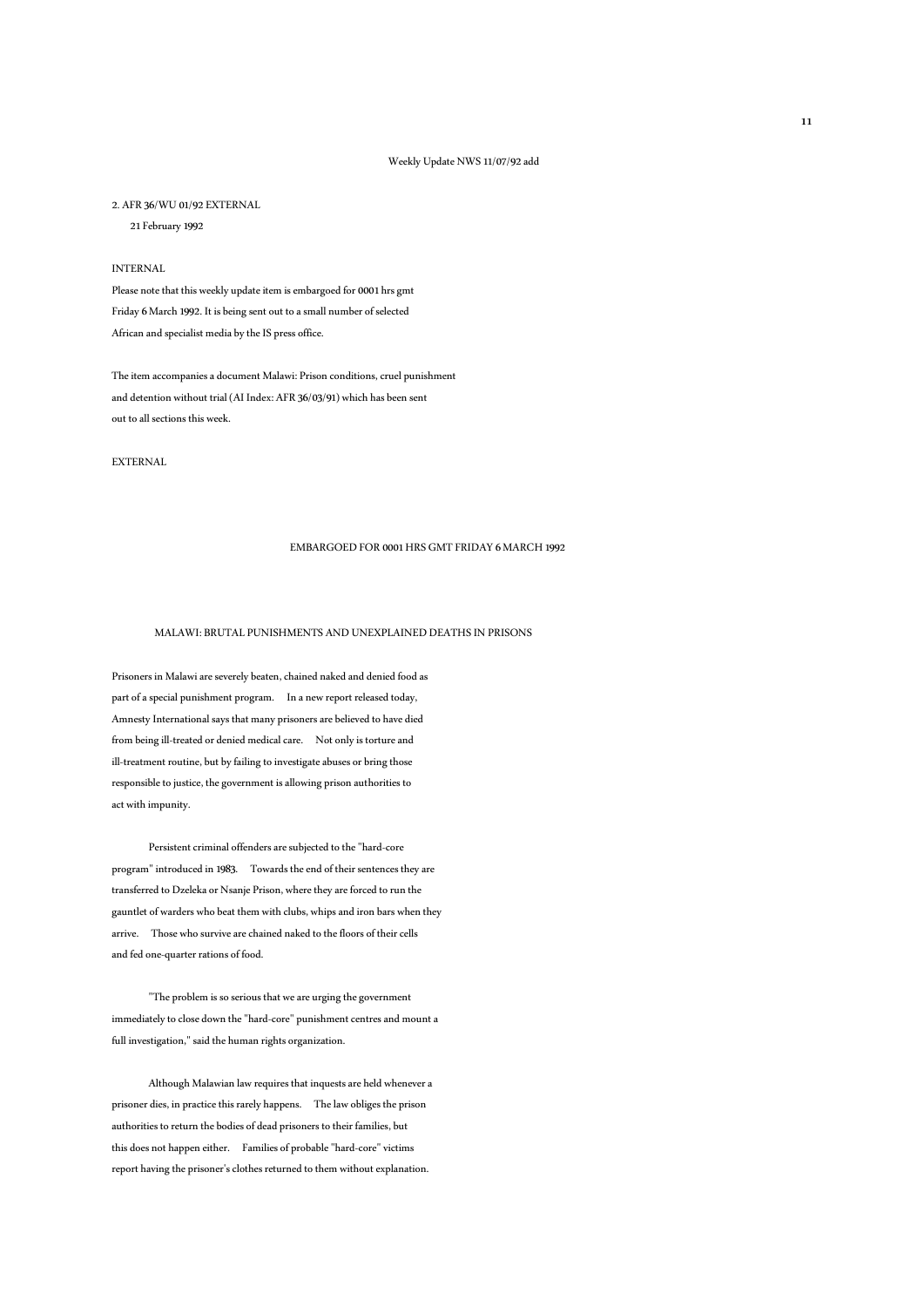Weekly Update NWS 11/07/92 add

2. AFR 36/WU 01/92 EXTERNAL

21 February 1992

INTERNAL

Please note that this weekly update item is embargoed for 0001 hrs gmt Friday 6 March 1992. It is being sent out to a small number of selected African and specialist media by the IS press office.

The item accompanies a document Malawi: Prison conditions, cruel punishment and detention without trial (AI Index: AFR 36/03/91) which has been sent out to all sections this week.

EXTERNAL

EMBARGOED FOR 0001 HRS GMT FRIDAY 6 MARCH 1992

## MALAWI: BRUTAL PUNISHMENTS AND UNEXPLAINED DEATHS IN PRISONS

Prisoners in Malawi are severely beaten, chained naked and denied food as part of a special punishment program. In a new report released today, Amnesty International says that many prisoners are believed to have died from being ill-treated or denied medical care. Not only is torture and ill-treatment routine, but by failing to investigate abuses or bring those responsible to justice, the government is allowing prison authorities to act with impunity.

Persistent criminal offenders are subjected to the "hard-core program" introduced in 1983. Towards the end of their sentences they are transferred to Dzeleka or Nsanje Prison, where they are forced to run the gauntlet of warders who beat them with clubs, whips and iron bars when they arrive. Those who survive are chained naked to the floors of their cells and fed one-quarter rations of food.

"The problem is so serious that we are urging the government immediately to close down the "hard-core" punishment centres and mount a full investigation," said the human rights organization.

Although Malawian law requires that inquests are held whenever a prisoner dies, in practice this rarely happens. The law obliges the prison authorities to return the bodies of dead prisoners to their families, but this does not happen either. Families of probable "hard-core" victims report having the prisoner's clothes returned to them without explanation.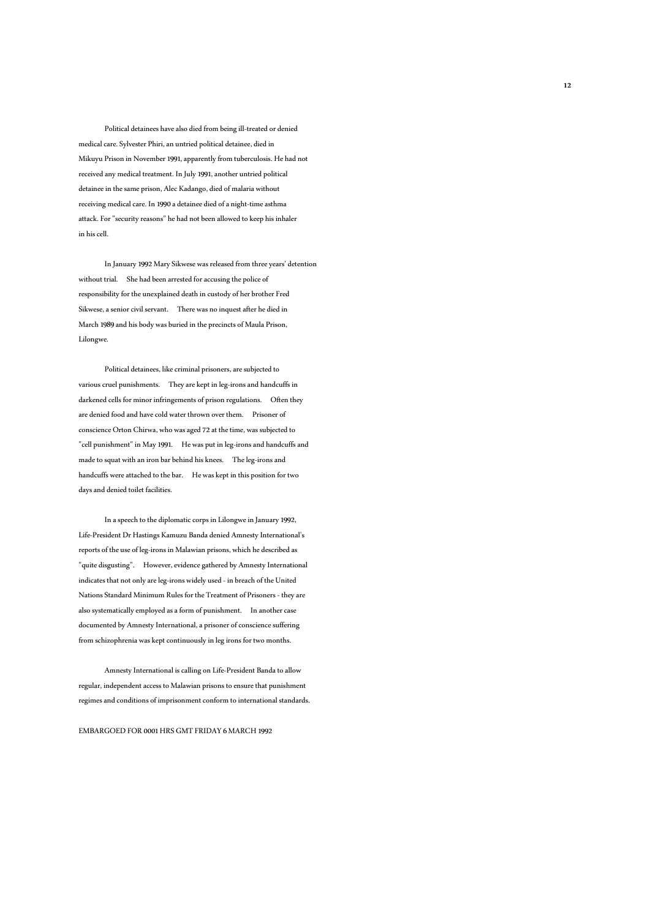Political detainees have also died from being ill-treated or denied medical care. Sylvester Phiri, an untried political detainee, died in Mikuyu Prison in November 1991, apparently from tuberculosis. He had not received any medical treatment. In July 1991, another untried political detainee in the same prison, Alec Kadango, died of malaria without receiving medical care. In 1990 a detainee died of a night-time asthma attack. For "security reasons" he had not been allowed to keep his inhaler in his cell.

In January 1992 Mary Sikwese was released from three years' detention without trial. She had been arrested for accusing the police of responsibility for the unexplained death in custody of her brother Fred Sikwese, a senior civil servant. There was no inquest after he died in March 1989 and his body was buried in the precincts of Maula Prison, Lilongwe.

Political detainees, like criminal prisoners, are subjected to various cruel punishments. They are kept in leg-irons and handcuffs in darkened cells for minor infringements of prison regulations. Often they are denied food and have cold water thrown over them. Prisoner of conscience Orton Chirwa, who was aged 72 at the time, was subjected to "cell punishment" in May 1991. He was put in leg-irons and handcuffs and made to squat with an iron bar behind his knees. The leg-irons and handcuffs were attached to the bar. He was kept in this position for two days and denied toilet facilities.

In a speech to the diplomatic corps in Lilongwe in January 1992, Life-President Dr Hastings Kamuzu Banda denied Amnesty International's reports of the use of leg-irons in Malawian prisons, which he described as "quite disgusting". However, evidence gathered by Amnesty International indicates that not only are leg-irons widely used - in breach of the United Nations Standard Minimum Rules for the Treatment of Prisoners - they are also systematically employed as a form of punishment. In another case documented by Amnesty International, a prisoner of conscience suffering from schizophrenia was kept continuously in leg irons for two months.

Amnesty International is calling on Life-President Banda to allow regular, independent access to Malawian prisons to ensure that punishment regimes and conditions of imprisonment conform to international standards.

EMBARGOED FOR 0001 HRS GMT FRIDAY 6 MARCH 1992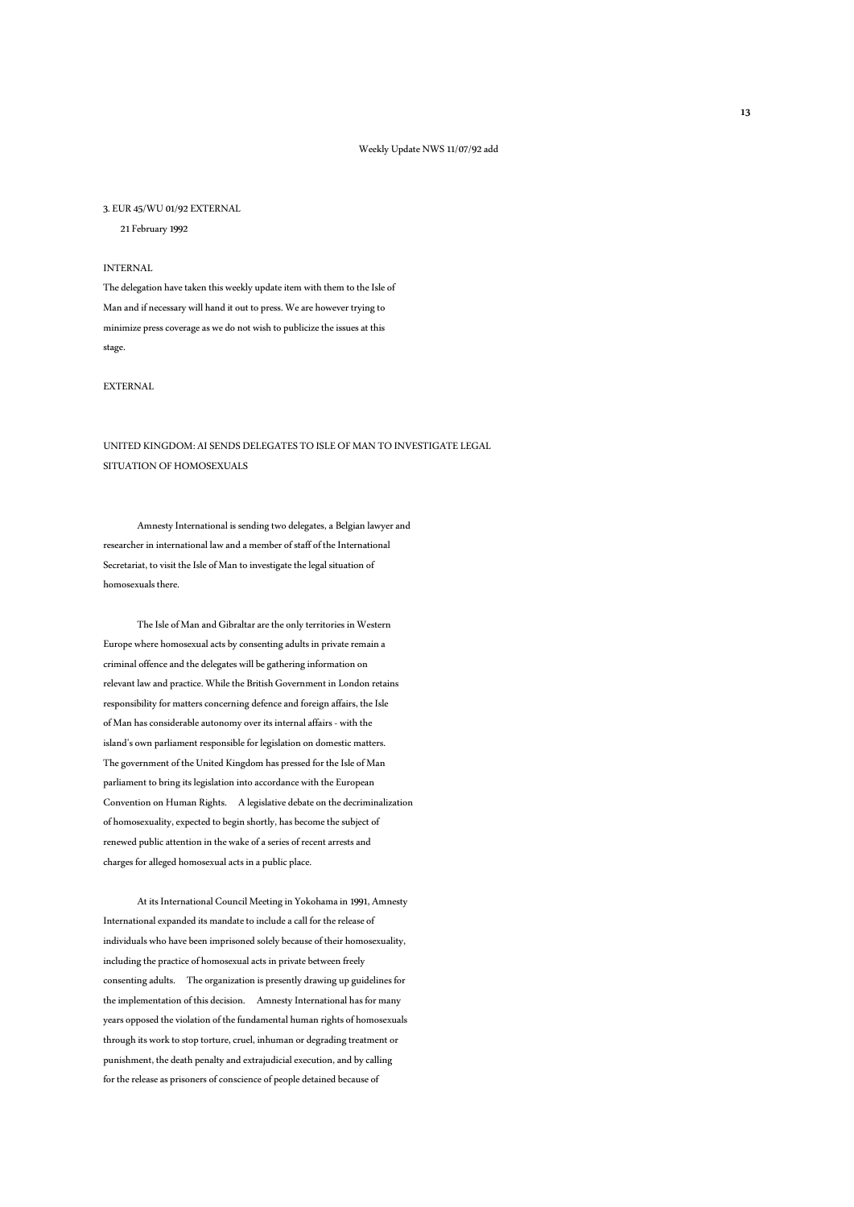Weekly Update NWS 11/07/92 add

3. EUR 45/WU 01/92 EXTERNAL

21 February 1992

INTERNAL

The delegation have taken this weekly update item with them to the Isle of Man and if necessary will hand it out to press. We are however trying to minimize press coverage as we do not wish to publicize the issues at this stage.

EXTERNAL

UNITED KINGDOM: AI SENDS DELEGATES TO ISLE OF MAN TO INVESTIGATE LEGAL SITUATION OF HOMOSEXUALS

Amnesty International is sending two delegates, a Belgian lawyer and researcher in international law and a member of staff of the International Secretariat, to visit the Isle of Man to investigate the legal situation of homosexuals there.

The Isle of Man and Gibraltar are the only territories in Western Europe where homosexual acts by consenting adults in private remain a criminal offence and the delegates will be gathering information on relevant law and practice. While the British Government in London retains responsibility for matters concerning defence and foreign affairs, the Isle of Man has considerable autonomy over its internal affairs - with the island's own parliament responsible for legislation on domestic matters. The government of the United Kingdom has pressed for the Isle of Man parliament to bring its legislation into accordance with the European Convention on Human Rights. A legislative debate on the decriminalization of homosexuality, expected to begin shortly, has become the subject of renewed public attention in the wake of a series of recent arrests and charges for alleged homosexual acts in a public place.

At its International Council Meeting in Yokohama in 1991, Amnesty International expanded its mandate to include a call for the release of individuals who have been imprisoned solely because of their homosexuality, including the practice of homosexual acts in private between freely consenting adults. The organization is presently drawing up guidelines for the implementation of this decision. Amnesty International has for many years opposed the violation of the fundamental human rights of homosexuals through its work to stop torture, cruel, inhuman or degrading treatment or punishment, the death penalty and extrajudicial execution, and by calling for the release as prisoners of conscience of people detained because of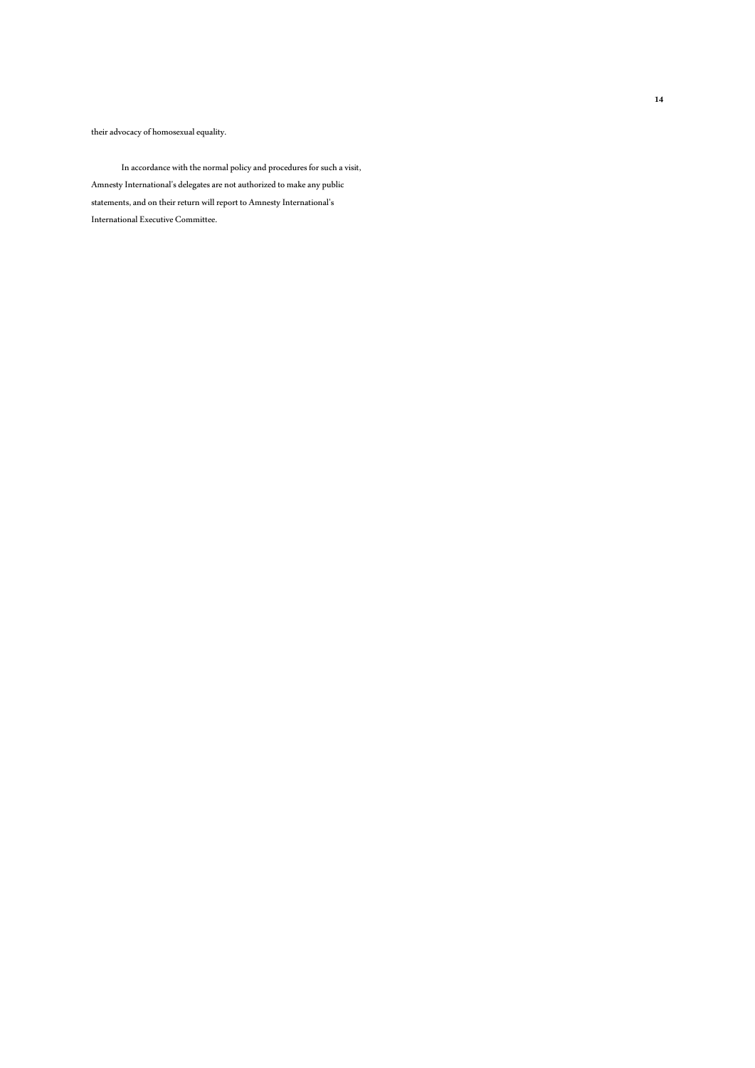their advocacy of homosexual equality.

In accordance with the normal policy and procedures for such a visit, Amnesty International's delegates are not authorized to make any public statements, and on their return will report to Amnesty International's International Executive Committee.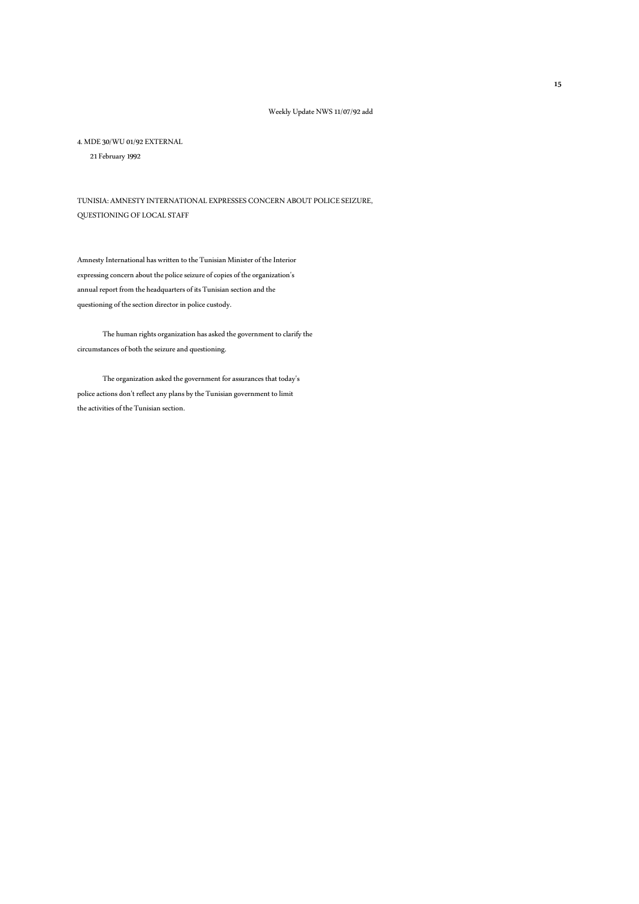Weekly Update NWS 11/07/92 add

4. MDE 30/WU 01/92 EXTERNAL

21 February 1992

TUNISIA: AMNESTY INTERNATIONAL EXPRESSES CONCERN ABOUT POLICE SEIZURE, QUESTIONING OF LOCAL STAFF

Amnesty International has written to the Tunisian Minister of the Interior expressing concern about the police seizure of copies of the organization's annual report from the headquarters of its Tunisian section and the questioning of the section director in police custody.

The human rights organization has asked the government to clarify the circumstances of both the seizure and questioning.

The organization asked the government for assurances that today's police actions don't reflect any plans by the Tunisian government to limit the activities of the Tunisian section.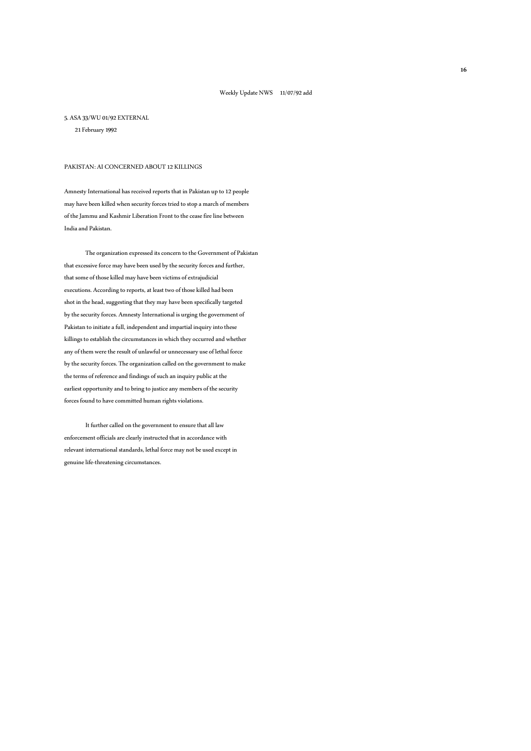5. ASA 33/WU 01/92 EXTERNAL

21 February 1992

PAKISTAN: AI CONCERNED ABOUT 12 KILLINGS

Amnesty International has received reports that in Pakistan up to 12 people may have been killed when security forces tried to stop a march of members of the Jammu and Kashmir Liberation Front to the cease fire line between India and Pakistan.

The organization expressed its concern to the Government of Pakistan that excessive force may have been used by the security forces and further, that some of those killed may have been victims of extrajudicial executions. According to reports, at least two of those killed had been shot in the head, suggesting that they may have been specifically targeted by the security forces. Amnesty International is urging the government of Pakistan to initiate a full, independent and impartial inquiry into these killings to establish the circumstances in which they occurred and whether any of them were the result of unlawful or unnecessary use of lethal force by the security forces. The organization called on the government to make the terms of reference and findings of such an inquiry public at the earliest opportunity and to bring to justice any members of the security forces found to have committed human rights violations.

It further called on the government to ensure that all law enforcement officials are clearly instructed that in accordance with relevant international standards, lethal force may not be used except in genuine life-threatening circumstances.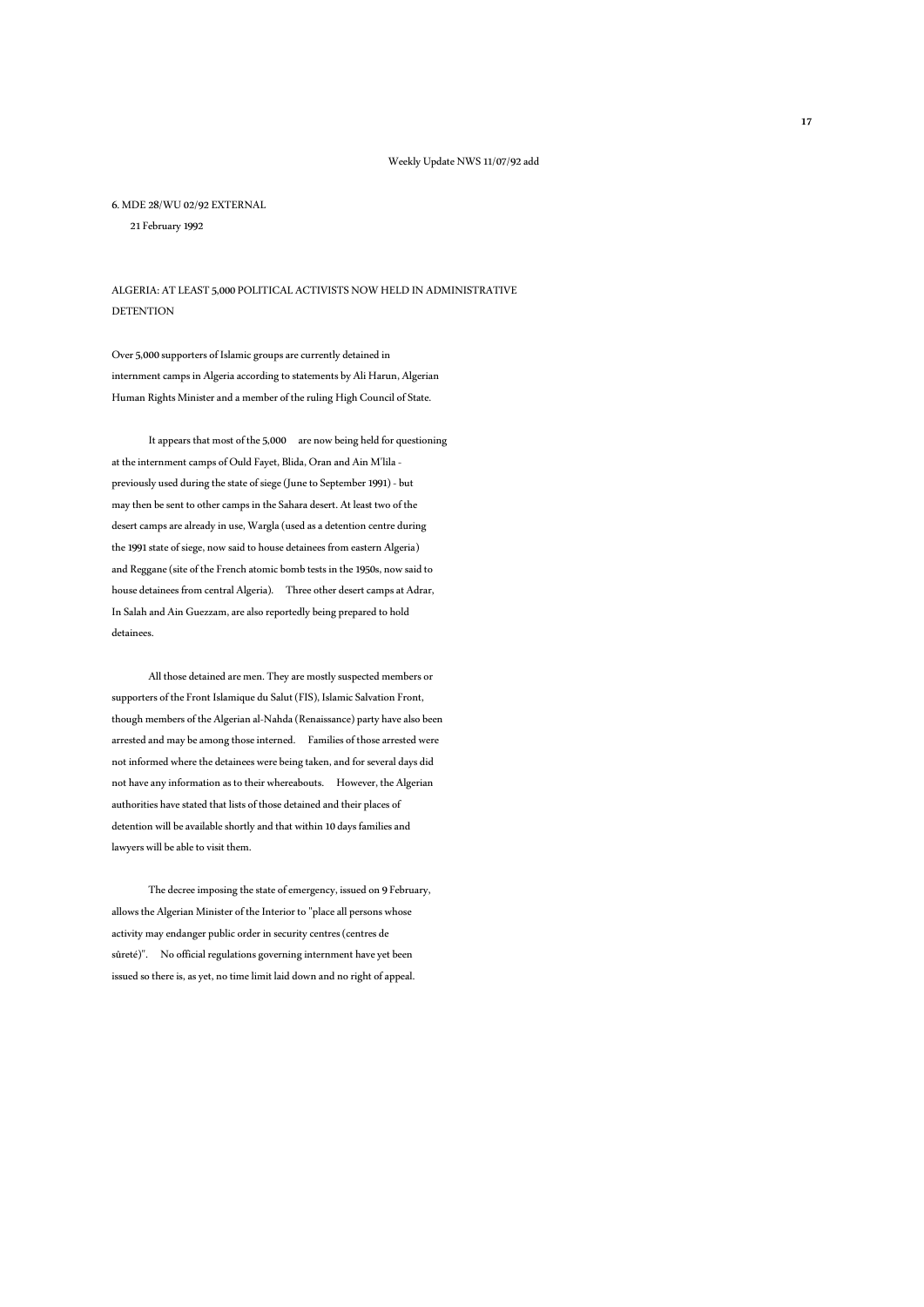Weekly Update NWS 11/07/92 add

6. MDE 28/WU 02/92 EXTERNAL

21 February 1992

ALGERIA: AT LEAST 5,000 POLITICAL ACTIVISTS NOW HELD IN ADMINISTRATIVE DETENTION

Over 5,000 supporters of Islamic groups are currently detained in internment camps in Algeria according to statements by Ali Harun, Algerian Human Rights Minister and a member of the ruling High Council of State.

It appears that most of the 5,000 are now being held for questioning at the internment camps of Ould Fayet, Blida, Oran and Ain M'lila - previously used during the state of siege (June to September 1991) - but may then be sent to other camps in the Sahara desert. At least two of the desert camps are already in use, Wargla (used as a detention centre during the 1991 state of siege, now said to house detainees from eastern Algeria) and Reggane (site of the French atomic bomb tests in the 1950s, now said to house detainees from central Algeria). Three other desert camps at Adrar, In Salah and Ain Guezzam, are also reportedly being prepared to hold detainees.

All those detained are men. They are mostly suspected members or supporters of the Front Islamique du Salut (FIS), Islamic Salvation Front, though members of the Algerian al-Nahda (Renaissance) party have also been arrested and may be among those interned. Families of those arrested were not informed where the detainees were being taken, and for several days did not have any information as to their whereabouts. However, the Algerian authorities have stated that lists of those detained and their places of detention will be available shortly and that within 10 days families and lawyers will be able to visit them.

The decree imposing the state of emergency, issued on 9 February, allows the Algerian Minister of the Interior to "place all persons whose activity may endanger public order in security centres (centres de sûreté)". No official regulations governing internment have yet been issued so there is, as yet, no time limit laid down and no right of appeal.